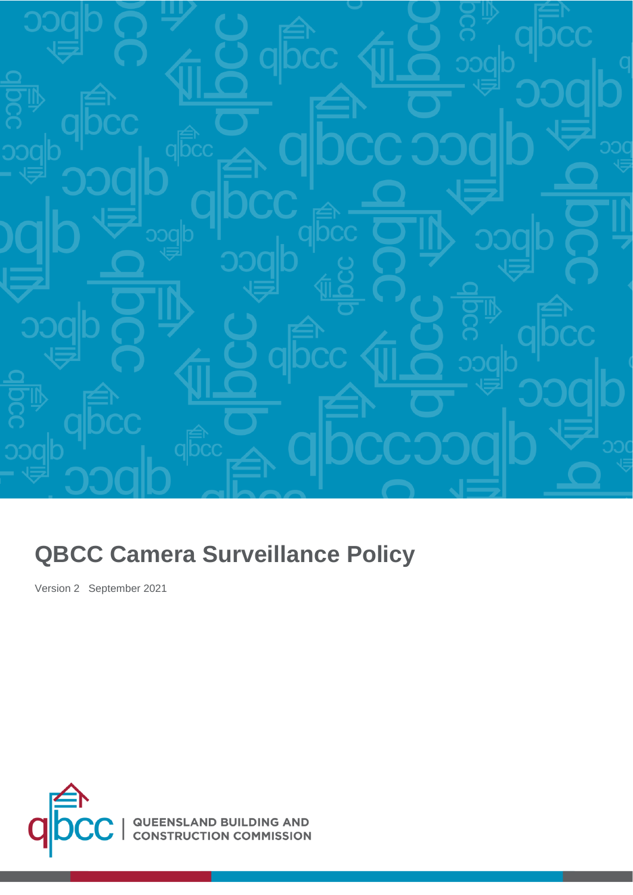# QBCC Camera Surveillance Policy

Version 2 September 2021

QUEENSLAND BUILDING AND CONSTRUCTION COMMISSION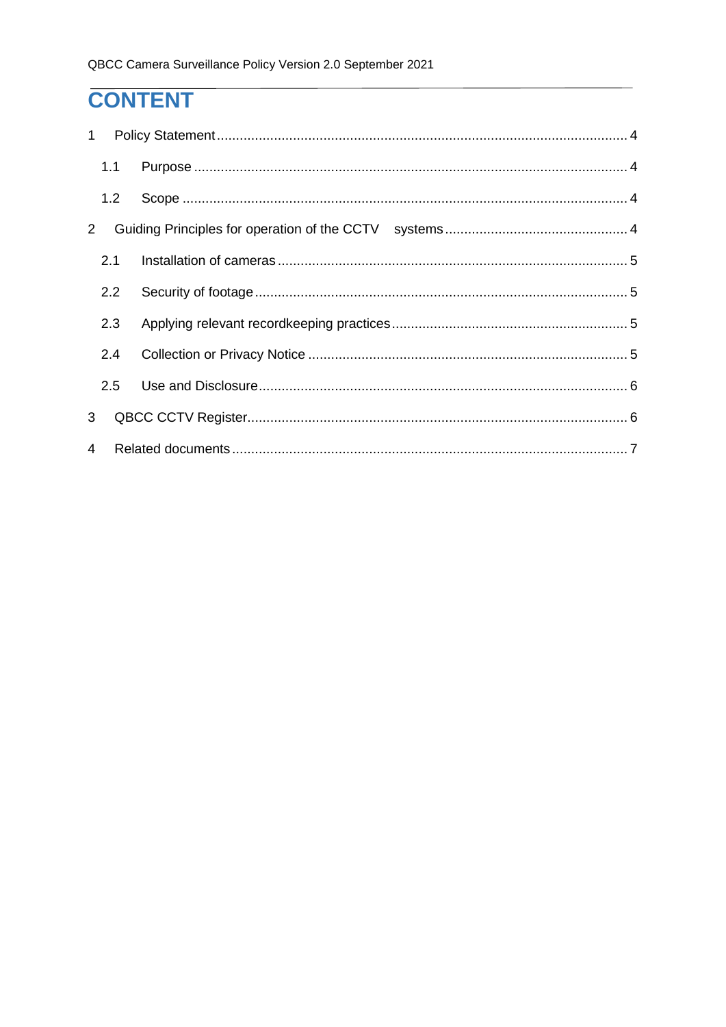# CONTENT

1 Policy Statement ..... 4

 1.1 Purpose ..... 4

 1.2 Scope ..... 4

2 Guiding Principles for operation of the CCTV systems ..... 4

 2.1 Installation of cameras ..... 5

 2.2 Security of footage ..... 5

 2.3 Applying relevant recordkeeping practices ..... 5

 2.4 Collection or Privacy Notice ..... 5

 2.5 Use and Disclosure ..... 6

3 QBCC CCTV Register ..... 6

4 Related documents ..... 7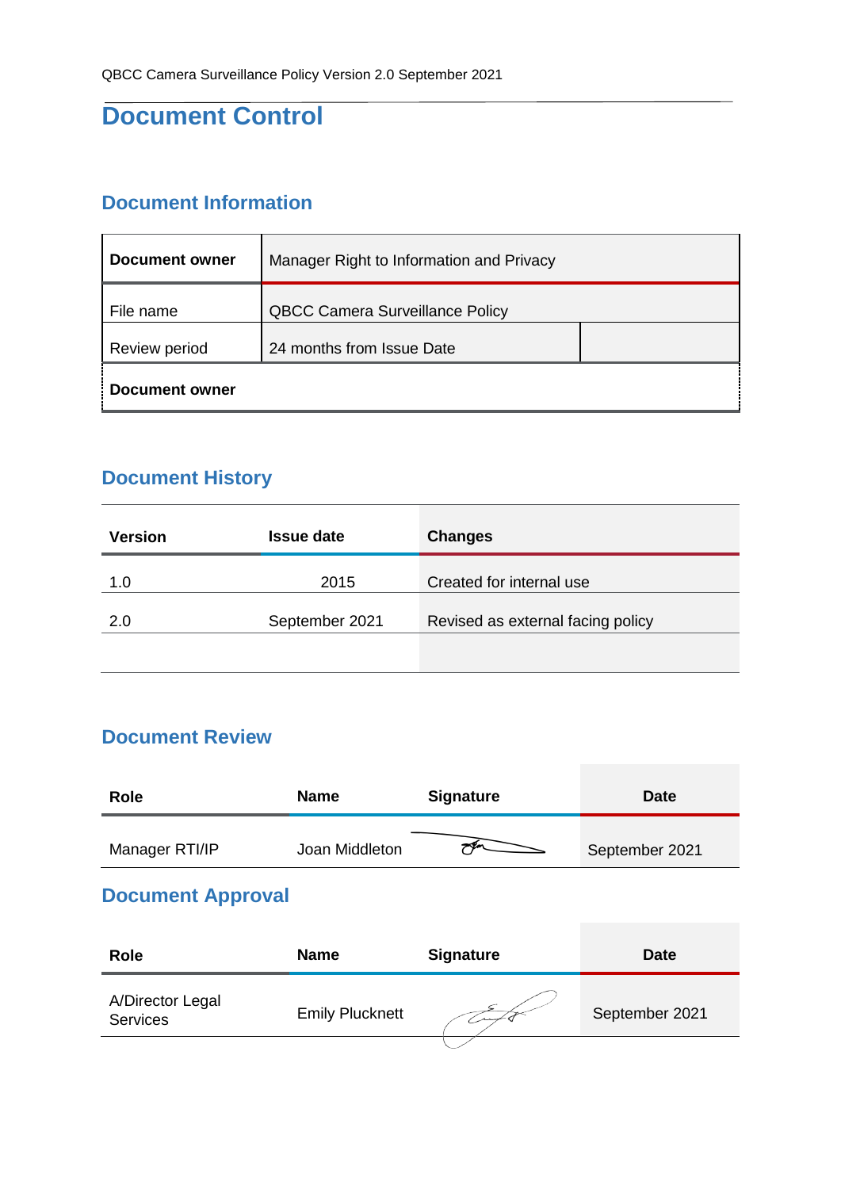# Document Control

## Document Information

| Document owner | Manager Right to Information and Privacy | |
|---|---|---|
| File name | QBCC Camera Surveillance Policy | |
| Review period | 24 months from Issue Date | |
| Document owner | | |

## Document History

| Version | Issue date | Changes |
|---|---|---|
| 1.0 | 2015 | Created for internal use |
| 2.0 | September 2021 | Revised as external facing policy |
| | | |

## Document Review

| Role | Name | Signature | Date |
|---|---|---|---|
| Manager RTI/IP | Joan Middleton | | September 2021 |

## Document Approval

| Role | Name | Signature | Date |
|---|---|---|---|
| A/Director Legal Services | Emily Plucknett | | September 2021 |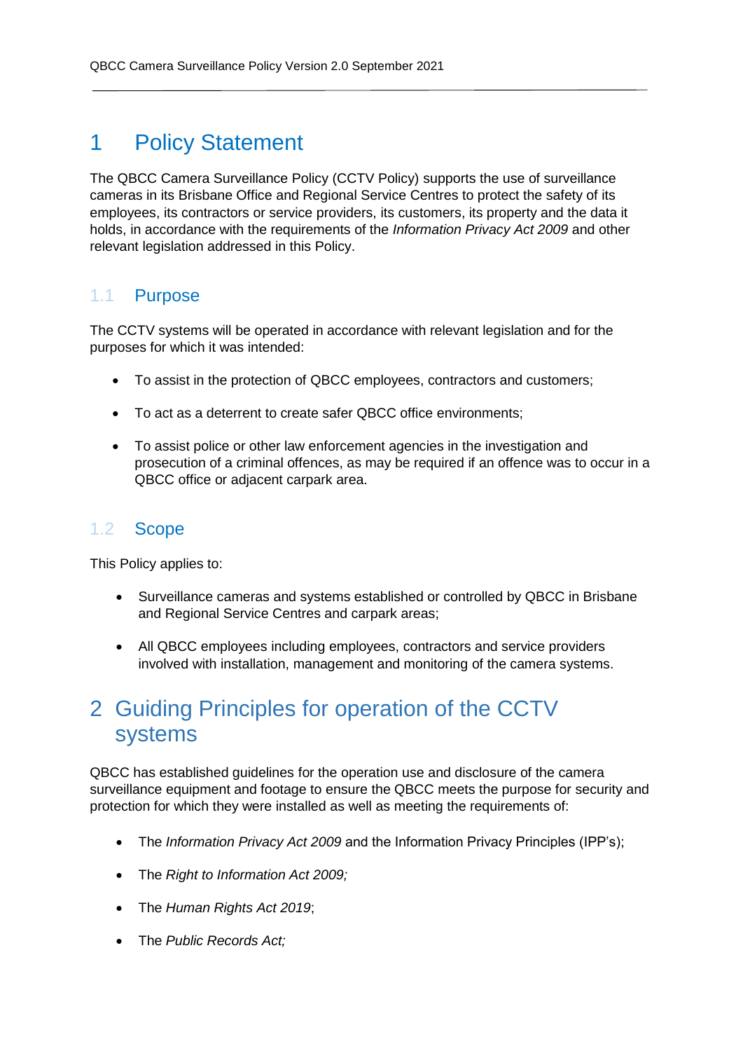# 1 Policy Statement

The QBCC Camera Surveillance Policy (CCTV Policy) supports the use of surveillance cameras in its Brisbane Office and Regional Service Centres to protect the safety of its employees, its contractors or service providers, its customers, its property and the data it holds, in accordance with the requirements of the *Information Privacy Act 2009* and other relevant legislation addressed in this Policy.

## 1.1 Purpose

The CCTV systems will be operated in accordance with relevant legislation and for the purposes for which it was intended:

- To assist in the protection of QBCC employees, contractors and customers;
- To act as a deterrent to create safer QBCC office environments;
- To assist police or other law enforcement agencies in the investigation and prosecution of a criminal offences, as may be required if an offence was to occur in a QBCC office or adjacent carpark area.

## 1.2 Scope

This Policy applies to:

- Surveillance cameras and systems established or controlled by QBCC in Brisbane and Regional Service Centres and carpark areas;
- All QBCC employees including employees, contractors and service providers involved with installation, management and monitoring of the camera systems.

# 2 Guiding Principles for operation of the CCTV systems

QBCC has established guidelines for the operation use and disclosure of the camera surveillance equipment and footage to ensure the QBCC meets the purpose for security and protection for which they were installed as well as meeting the requirements of:

- The *Information Privacy Act 2009* and the Information Privacy Principles (IPP's);
- The *Right to Information Act 2009;*
- The *Human Rights Act 2019*;
- The *Public Records Act;*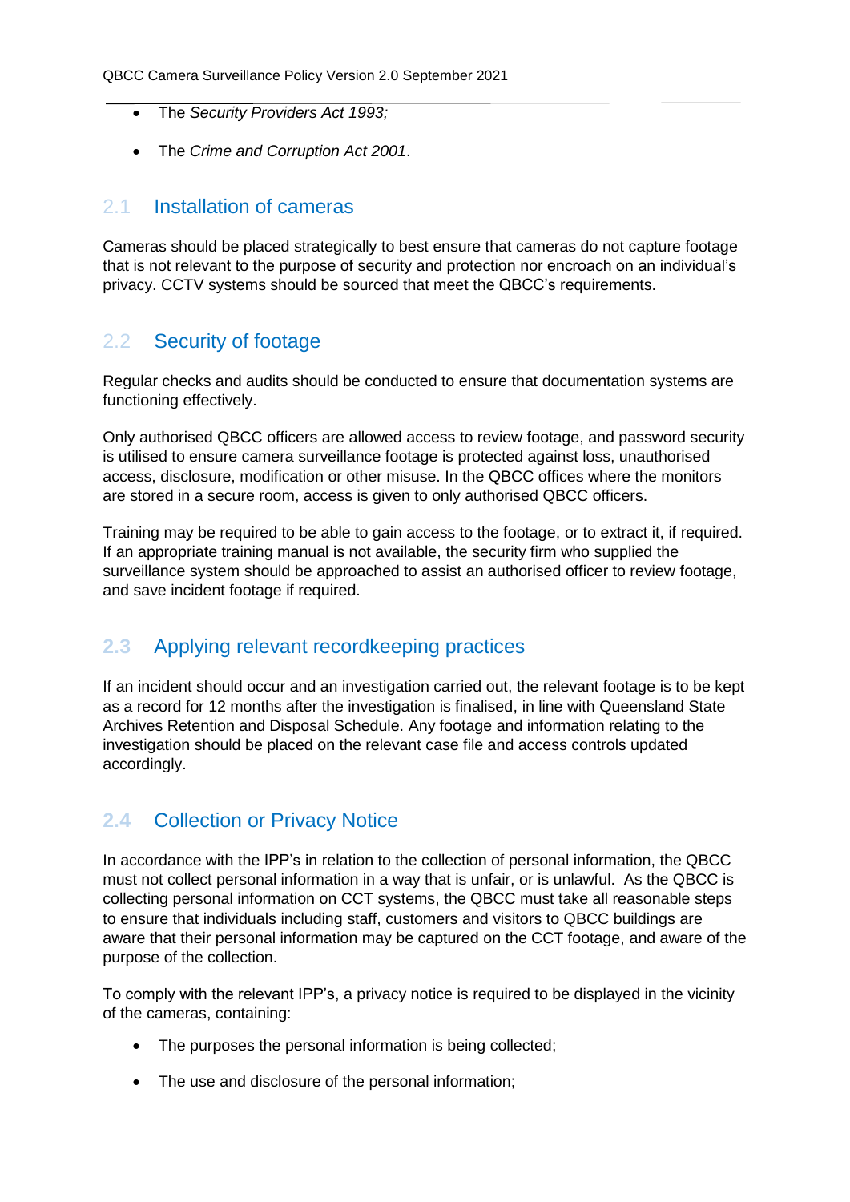- The *Security Providers Act 1993;*
- The *Crime and Corruption Act 2001*.

## 2.1 Installation of cameras

Cameras should be placed strategically to best ensure that cameras do not capture footage that is not relevant to the purpose of security and protection nor encroach on an individual's privacy. CCTV systems should be sourced that meet the QBCC's requirements.

## 2.2 Security of footage

Regular checks and audits should be conducted to ensure that documentation systems are functioning effectively.

Only authorised QBCC officers are allowed access to review footage, and password security is utilised to ensure camera surveillance footage is protected against loss, unauthorised access, disclosure, modification or other misuse. In the QBCC offices where the monitors are stored in a secure room, access is given to only authorised QBCC officers.

Training may be required to be able to gain access to the footage, or to extract it, if required. If an appropriate training manual is not available, the security firm who supplied the surveillance system should be approached to assist an authorised officer to review footage, and save incident footage if required.

## 2.3 Applying relevant recordkeeping practices

If an incident should occur and an investigation carried out, the relevant footage is to be kept as a record for 12 months after the investigation is finalised, in line with Queensland State Archives Retention and Disposal Schedule. Any footage and information relating to the investigation should be placed on the relevant case file and access controls updated accordingly.

## 2.4 Collection or Privacy Notice

In accordance with the IPP's in relation to the collection of personal information, the QBCC must not collect personal information in a way that is unfair, or is unlawful. As the QBCC is collecting personal information on CCT systems, the QBCC must take all reasonable steps to ensure that individuals including staff, customers and visitors to QBCC buildings are aware that their personal information may be captured on the CCT footage, and aware of the purpose of the collection.

To comply with the relevant IPP's, a privacy notice is required to be displayed in the vicinity of the cameras, containing:

- The purposes the personal information is being collected;
- The use and disclosure of the personal information;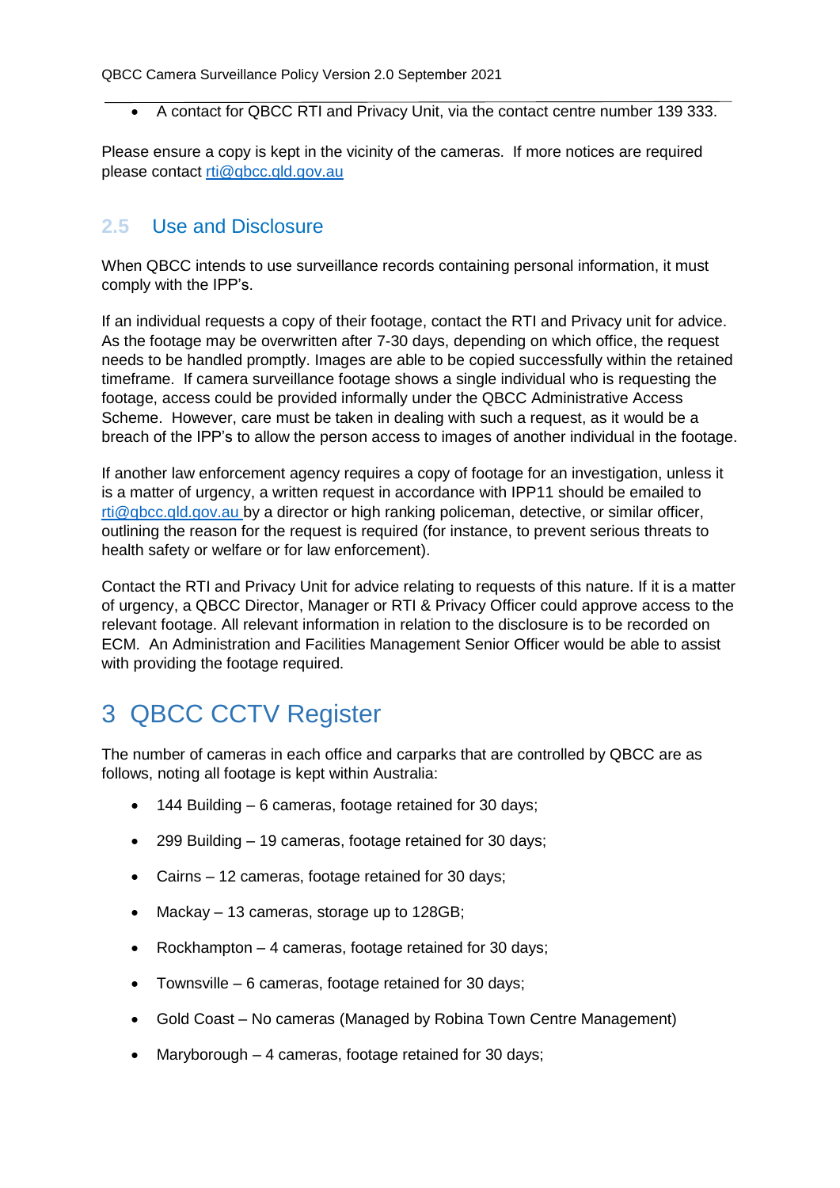- A contact for QBCC RTI and Privacy Unit, via the contact centre number 139 333.

Please ensure a copy is kept in the vicinity of the cameras. If more notices are required please contact rti@qbcc.qld.gov.au

## 2.5 Use and Disclosure

When QBCC intends to use surveillance records containing personal information, it must comply with the IPP's.

If an individual requests a copy of their footage, contact the RTI and Privacy unit for advice. As the footage may be overwritten after 7-30 days, depending on which office, the request needs to be handled promptly. Images are able to be copied successfully within the retained timeframe. If camera surveillance footage shows a single individual who is requesting the footage, access could be provided informally under the QBCC Administrative Access Scheme. However, care must be taken in dealing with such a request, as it would be a breach of the IPP's to allow the person access to images of another individual in the footage.

If another law enforcement agency requires a copy of footage for an investigation, unless it is a matter of urgency, a written request in accordance with IPP11 should be emailed to rti@qbcc.qld.gov.au by a director or high ranking policeman, detective, or similar officer, outlining the reason for the request is required (for instance, to prevent serious threats to health safety or welfare or for law enforcement).

Contact the RTI and Privacy Unit for advice relating to requests of this nature. If it is a matter of urgency, a QBCC Director, Manager or RTI & Privacy Officer could approve access to the relevant footage. All relevant information in relation to the disclosure is to be recorded on ECM. An Administration and Facilities Management Senior Officer would be able to assist with providing the footage required.

# 3 QBCC CCTV Register

The number of cameras in each office and carparks that are controlled by QBCC are as follows, noting all footage is kept within Australia:

- 144 Building – 6 cameras, footage retained for 30 days;
- 299 Building – 19 cameras, footage retained for 30 days;
- Cairns – 12 cameras, footage retained for 30 days;
- Mackay – 13 cameras, storage up to 128GB;
- Rockhampton – 4 cameras, footage retained for 30 days;
- Townsville – 6 cameras, footage retained for 30 days;
- Gold Coast – No cameras (Managed by Robina Town Centre Management)
- Maryborough – 4 cameras, footage retained for 30 days;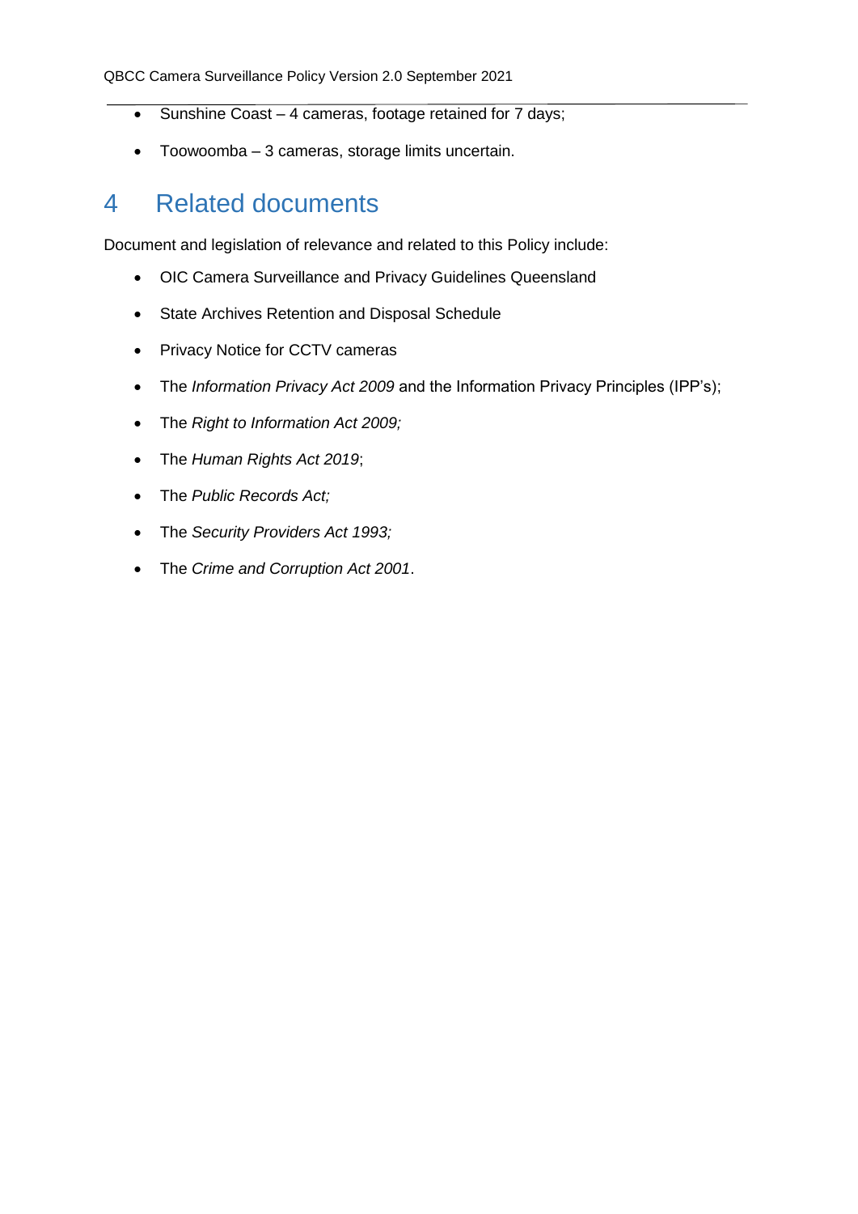- Sunshine Coast – 4 cameras, footage retained for 7 days;
- Toowoomba – 3 cameras, storage limits uncertain.

# 4 Related documents

Document and legislation of relevance and related to this Policy include:

- OIC Camera Surveillance and Privacy Guidelines Queensland
- State Archives Retention and Disposal Schedule
- Privacy Notice for CCTV cameras
- The *Information Privacy Act 2009* and the Information Privacy Principles (IPP's);
- The *Right to Information Act 2009;*
- The *Human Rights Act 2019*;
- The *Public Records Act;*
- The *Security Providers Act 1993;*
- The *Crime and Corruption Act 2001*.